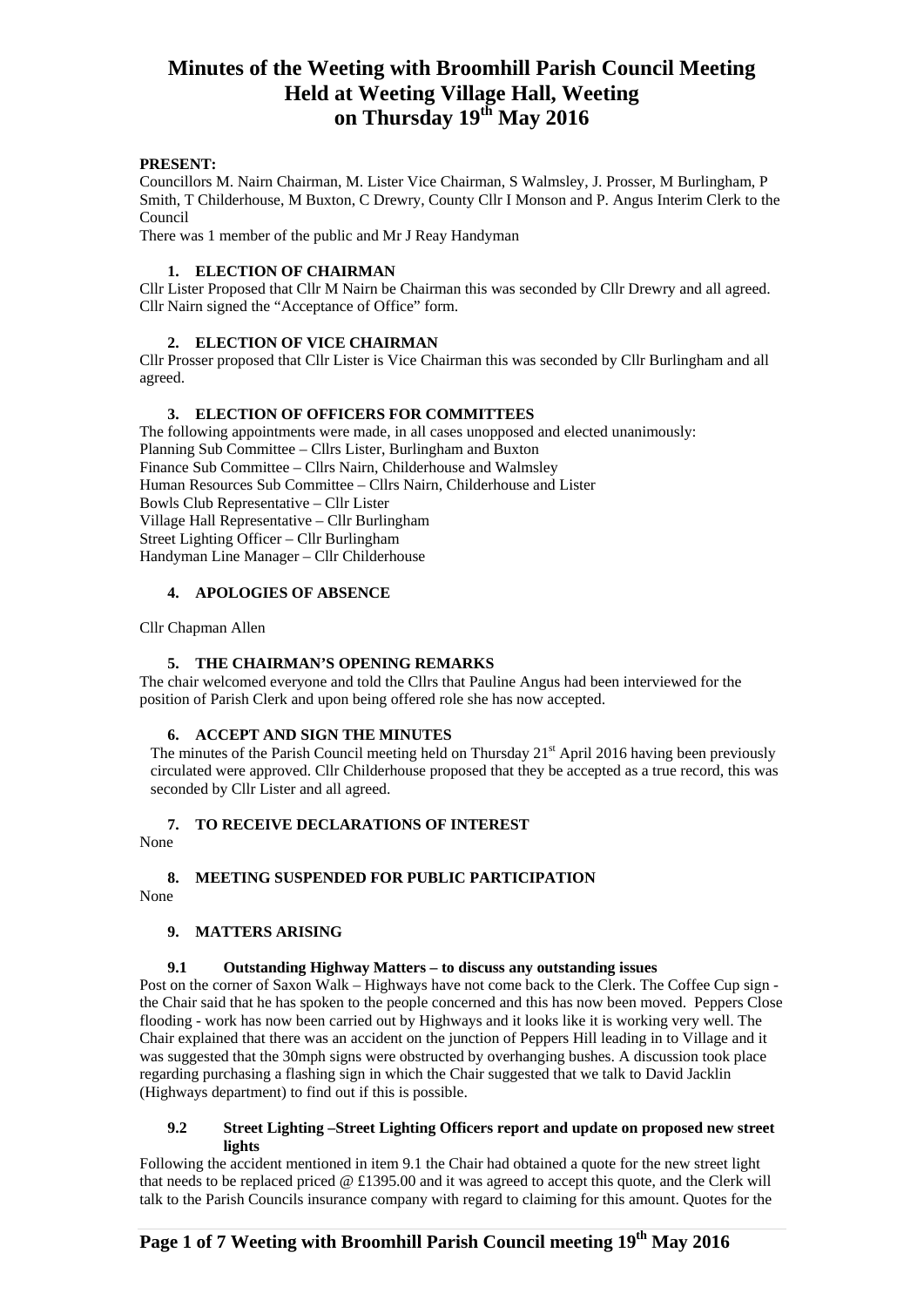# Minutes of the Weeting with Broomhill Parish Council Meeting Held at Weeting Village Hall, Weeting on Thursday 19th May 2016

**PRESENT:**

Councillors M. Nairn Chairman, M. Lister Vice Chairman, S Walmsley, J. Prosser, M Burlingham, P Smith, T Childerhouse, M Buxton, C Drewry, County Cllr I Monson and P. Angus Interim Clerk to the Council

There was 1 member of the public and Mr J Reay Handyman

### 1. ELECTION OF CHAIRMAN

Cllr Lister Proposed that Cllr M Nairn be Chairman this was seconded by Cllr Drewry and all agreed. Cllr Nairn signed the "Acceptance of Office" form.

### 2. ELECTION OF VICE CHAIRMAN

Cllr Prosser proposed that Cllr Lister is Vice Chairman this was seconded by Cllr Burlingham and all agreed.

### 3. ELECTION OF OFFICERS FOR COMMITTEES

The following appointments were made, in all cases unopposed and elected unanimously:

Planning Sub Committee – Cllrs Lister, Burlingham and Buxton
Finance Sub Committee – Cllrs Nairn, Childerhouse and Walmsley
Human Resources Sub Committee – Cllrs Nairn, Childerhouse and Lister
Bowls Club Representative – Cllr Lister
Village Hall Representative – Cllr Burlingham
Street Lighting Officer – Cllr Burlingham
Handyman Line Manager – Cllr Childerhouse

### 4. APOLOGIES OF ABSENCE

Cllr Chapman Allen

### 5. THE CHAIRMAN'S OPENING REMARKS

The chair welcomed everyone and told the Cllrs that Pauline Angus had been interviewed for the position of Parish Clerk and upon being offered role she has now accepted.

### 6. ACCEPT AND SIGN THE MINUTES

The minutes of the Parish Council meeting held on Thursday 21st April 2016 having been previously circulated were approved. Cllr Childerhouse proposed that they be accepted as a true record, this was seconded by Cllr Lister and all agreed.

### 7. TO RECEIVE DECLARATIONS OF INTEREST

None

### 8. MEETING SUSPENDED FOR PUBLIC PARTICIPATION

None

### 9. MATTERS ARISING

#### 9.1 Outstanding Highway Matters – to discuss any outstanding issues

Post on the corner of Saxon Walk – Highways have not come back to the Clerk. The Coffee Cup sign - the Chair said that he has spoken to the people concerned and this has now been moved. Peppers Close flooding - work has now been carried out by Highways and it looks like it is working very well. The Chair explained that there was an accident on the junction of Peppers Hill leading in to Village and it was suggested that the 30mph signs were obstructed by overhanging bushes. A discussion took place regarding purchasing a flashing sign in which the Chair suggested that we talk to David Jacklin (Highways department) to find out if this is possible.

#### 9.2 Street Lighting –Street Lighting Officers report and update on proposed new street lights

Following the accident mentioned in item 9.1 the Chair had obtained a quote for the new street light that needs to be replaced priced @ £1395.00 and it was agreed to accept this quote, and the Clerk will talk to the Parish Councils insurance company with regard to claiming for this amount. Quotes for the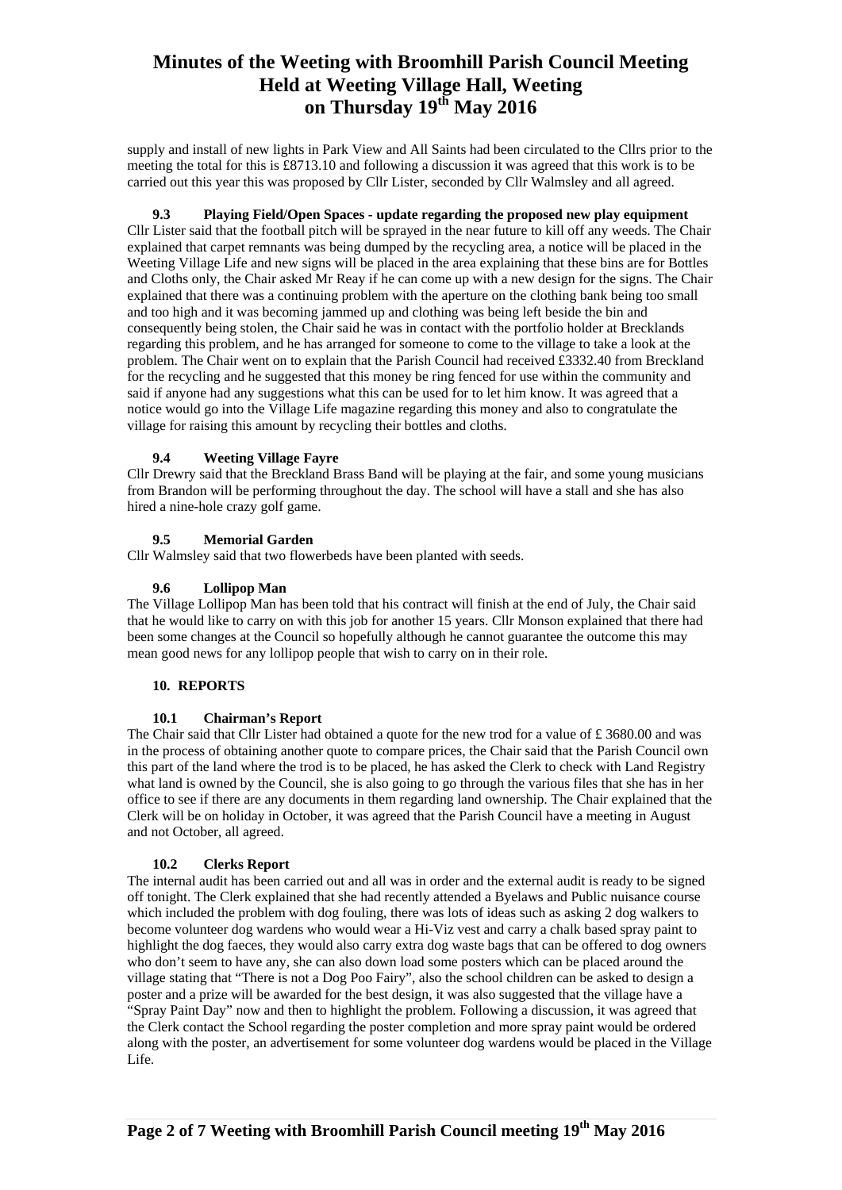supply and install of new lights in Park View and All Saints had been circulated to the Cllrs prior to the meeting the total for this is £8713.10 and following a discussion it was agreed that this work is to be carried out this year this was proposed by Cllr Lister, seconded by Cllr Walmsley and all agreed.

### 9.3 Playing Field/Open Spaces - update regarding the proposed new play equipment

Cllr Lister said that the football pitch will be sprayed in the near future to kill off any weeds. The Chair explained that carpet remnants was being dumped by the recycling area, a notice will be placed in the Weeting Village Life and new signs will be placed in the area explaining that these bins are for Bottles and Cloths only, the Chair asked Mr Reay if he can come up with a new design for the signs. The Chair explained that there was a continuing problem with the aperture on the clothing bank being too small and too high and it was becoming jammed up and clothing was being left beside the bin and consequently being stolen, the Chair said he was in contact with the portfolio holder at Brecklands regarding this problem, and he has arranged for someone to come to the village to take a look at the problem. The Chair went on to explain that the Parish Council had received £3332.40 from Breckland for the recycling and he suggested that this money be ring fenced for use within the community and said if anyone had any suggestions what this can be used for to let him know. It was agreed that a notice would go into the Village Life magazine regarding this money and also to congratulate the village for raising this amount by recycling their bottles and cloths.

### 9.4 Weeting Village Fayre

Cllr Drewry said that the Breckland Brass Band will be playing at the fair, and some young musicians from Brandon will be performing throughout the day. The school will have a stall and she has also hired a nine-hole crazy golf game.

### 9.5 Memorial Garden

Cllr Walmsley said that two flowerbeds have been planted with seeds.

### 9.6 Lollipop Man

The Village Lollipop Man has been told that his contract will finish at the end of July, the Chair said that he would like to carry on with this job for another 15 years. Cllr Monson explained that there had been some changes at the Council so hopefully although he cannot guarantee the outcome this may mean good news for any lollipop people that wish to carry on in their role.

## 10. REPORTS

### 10.1 Chairman's Report

The Chair said that Cllr Lister had obtained a quote for the new trod for a value of £ 3680.00 and was in the process of obtaining another quote to compare prices, the Chair said that the Parish Council own this part of the land where the trod is to be placed, he has asked the Clerk to check with Land Registry what land is owned by the Council, she is also going to go through the various files that she has in her office to see if there are any documents in them regarding land ownership. The Chair explained that the Clerk will be on holiday in October, it was agreed that the Parish Council have a meeting in August and not October, all agreed.

### 10.2 Clerks Report

The internal audit has been carried out and all was in order and the external audit is ready to be signed off tonight. The Clerk explained that she had recently attended a Byelaws and Public nuisance course which included the problem with dog fouling, there was lots of ideas such as asking 2 dog walkers to become volunteer dog wardens who would wear a Hi-Viz vest and carry a chalk based spray paint to highlight the dog faeces, they would also carry extra dog waste bags that can be offered to dog owners who don't seem to have any, she can also down load some posters which can be placed around the village stating that "There is not a Dog Poo Fairy", also the school children can be asked to design a poster and a prize will be awarded for the best design, it was also suggested that the village have a "Spray Paint Day" now and then to highlight the problem. Following a discussion, it was agreed that the Clerk contact the School regarding the poster completion and more spray paint would be ordered along with the poster, an advertisement for some volunteer dog wardens would be placed in the Village Life.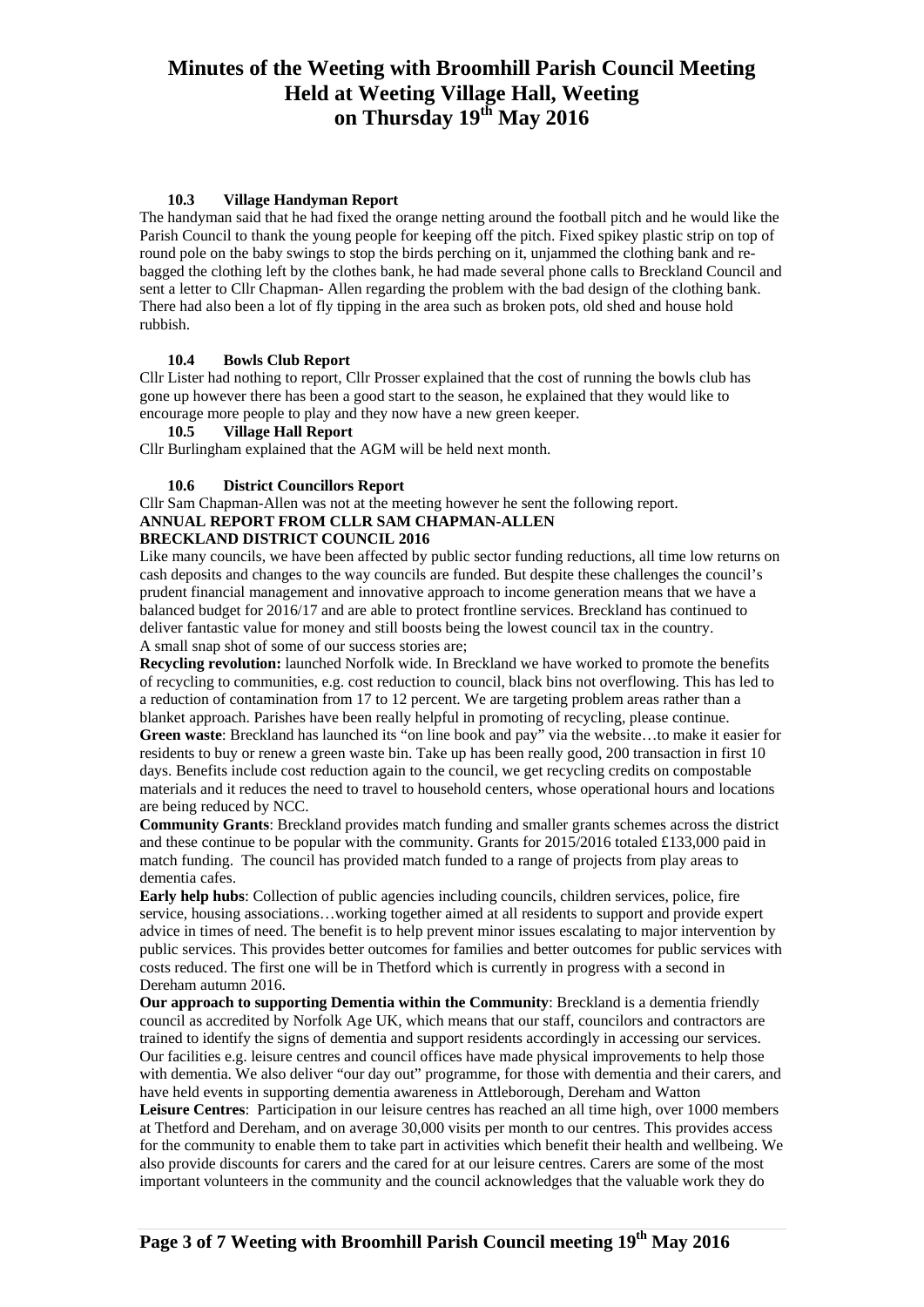# Minutes of the Weeting with Broomhill Parish Council Meeting Held at Weeting Village Hall, Weeting on Thursday 19th May 2016

### 10.3 Village Handyman Report

The handyman said that he had fixed the orange netting around the football pitch and he would like the Parish Council to thank the young people for keeping off the pitch. Fixed spikey plastic strip on top of round pole on the baby swings to stop the birds perching on it, unjammed the clothing bank and re-bagged the clothing left by the clothes bank, he had made several phone calls to Breckland Council and sent a letter to Cllr Chapman- Allen regarding the problem with the bad design of the clothing bank. There had also been a lot of fly tipping in the area such as broken pots, old shed and house hold rubbish.

### 10.4 Bowls Club Report

Cllr Lister had nothing to report, Cllr Prosser explained that the cost of running the bowls club has gone up however there has been a good start to the season, he explained that they would like to encourage more people to play and they now have a new green keeper.

### 10.5 Village Hall Report

Cllr Burlingham explained that the AGM will be held next month.

### 10.6 District Councillors Report

Cllr Sam Chapman-Allen was not at the meeting however he sent the following report.

**ANNUAL REPORT FROM CLLR SAM CHAPMAN-ALLEN**
**BRECKLAND DISTRICT COUNCIL 2016**

Like many councils, we have been affected by public sector funding reductions, all time low returns on cash deposits and changes to the way councils are funded. But despite these challenges the council's prudent financial management and innovative approach to income generation means that we have a balanced budget for 2016/17 and are able to protect frontline services. Breckland has continued to deliver fantastic value for money and still boosts being the lowest council tax in the country.
A small snap shot of some of our success stories are;

**Recycling revolution:** launched Norfolk wide. In Breckland we have worked to promote the benefits of recycling to communities, e.g. cost reduction to council, black bins not overflowing. This has led to a reduction of contamination from 17 to 12 percent. We are targeting problem areas rather than a blanket approach. Parishes have been really helpful in promoting of recycling, please continue.

**Green waste**: Breckland has launched its "on line book and pay" via the website…to make it easier for residents to buy or renew a green waste bin. Take up has been really good, 200 transaction in first 10 days. Benefits include cost reduction again to the council, we get recycling credits on compostable materials and it reduces the need to travel to household centers, whose operational hours and locations are being reduced by NCC.

**Community Grants**: Breckland provides match funding and smaller grants schemes across the district and these continue to be popular with the community. Grants for 2015/2016 totaled £133,000 paid in match funding. The council has provided match funded to a range of projects from play areas to dementia cafes.

**Early help hubs**: Collection of public agencies including councils, children services, police, fire service, housing associations…working together aimed at all residents to support and provide expert advice in times of need. The benefit is to help prevent minor issues escalating to major intervention by public services. This provides better outcomes for families and better outcomes for public services with costs reduced. The first one will be in Thetford which is currently in progress with a second in Dereham autumn 2016.

**Our approach to supporting Dementia within the Community**: Breckland is a dementia friendly council as accredited by Norfolk Age UK, which means that our staff, councilors and contractors are trained to identify the signs of dementia and support residents accordingly in accessing our services. Our facilities e.g. leisure centres and council offices have made physical improvements to help those with dementia. We also deliver "our day out" programme, for those with dementia and their carers, and have held events in supporting dementia awareness in Attleborough, Dereham and Watton

**Leisure Centres**: Participation in our leisure centres has reached an all time high, over 1000 members at Thetford and Dereham, and on average 30,000 visits per month to our centres. This provides access for the community to enable them to take part in activities which benefit their health and wellbeing. We also provide discounts for carers and the cared for at our leisure centres. Carers are some of the most important volunteers in the community and the council acknowledges that the valuable work they do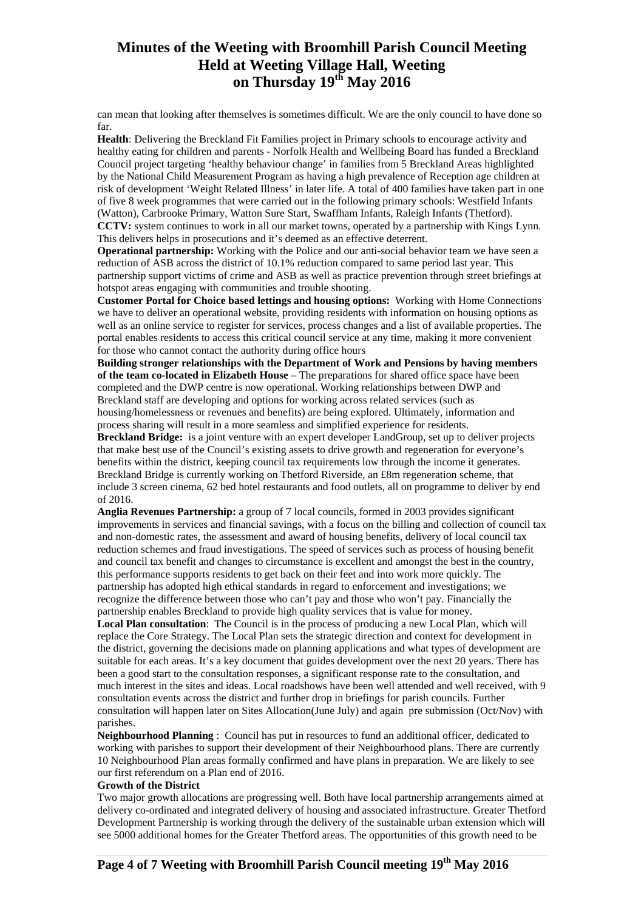can mean that looking after themselves is sometimes difficult. We are the only council to have done so far.

**Health**: Delivering the Breckland Fit Families project in Primary schools to encourage activity and healthy eating for children and parents - Norfolk Health and Wellbeing Board has funded a Breckland Council project targeting 'healthy behaviour change' in families from 5 Breckland Areas highlighted by the National Child Measurement Program as having a high prevalence of Reception age children at risk of development 'Weight Related Illness' in later life. A total of 400 families have taken part in one of five 8 week programmes that were carried out in the following primary schools: Westfield Infants (Watton), Carbrooke Primary, Watton Sure Start, Swaffham Infants, Raleigh Infants (Thetford).

**CCTV:** system continues to work in all our market towns, operated by a partnership with Kings Lynn. This delivers helps in prosecutions and it's deemed as an effective deterrent.

**Operational partnership:** Working with the Police and our anti-social behavior team we have seen a reduction of ASB across the district of 10.1% reduction compared to same period last year. This partnership support victims of crime and ASB as well as practice prevention through street briefings at hotspot areas engaging with communities and trouble shooting.

**Customer Portal for Choice based lettings and housing options:** Working with Home Connections we have to deliver an operational website, providing residents with information on housing options as well as an online service to register for services, process changes and a list of available properties. The portal enables residents to access this critical council service at any time, making it more convenient for those who cannot contact the authority during office hours

**Building stronger relationships with the Department of Work and Pensions by having members of the team co-located in Elizabeth House** – The preparations for shared office space have been completed and the DWP centre is now operational. Working relationships between DWP and Breckland staff are developing and options for working across related services (such as housing/homelessness or revenues and benefits) are being explored. Ultimately, information and process sharing will result in a more seamless and simplified experience for residents.

**Breckland Bridge:** is a joint venture with an expert developer LandGroup, set up to deliver projects that make best use of the Council's existing assets to drive growth and regeneration for everyone's benefits within the district, keeping council tax requirements low through the income it generates. Breckland Bridge is currently working on Thetford Riverside, an £8m regeneration scheme, that include 3 screen cinema, 62 bed hotel restaurants and food outlets, all on programme to deliver by end of 2016.

**Anglia Revenues Partnership:** a group of 7 local councils, formed in 2003 provides significant improvements in services and financial savings, with a focus on the billing and collection of council tax and non-domestic rates, the assessment and award of housing benefits, delivery of local council tax reduction schemes and fraud investigations. The speed of services such as process of housing benefit and council tax benefit and changes to circumstance is excellent and amongst the best in the country, this performance supports residents to get back on their feet and into work more quickly. The partnership has adopted high ethical standards in regard to enforcement and investigations; we recognize the difference between those who can't pay and those who won't pay. Financially the partnership enables Breckland to provide high quality services that is value for money.

**Local Plan consultation**: The Council is in the process of producing a new Local Plan, which will replace the Core Strategy. The Local Plan sets the strategic direction and context for development in the district, governing the decisions made on planning applications and what types of development are suitable for each areas. It's a key document that guides development over the next 20 years. There has been a good start to the consultation responses, a significant response rate to the consultation, and much interest in the sites and ideas. Local roadshows have been well attended and well received, with 9 consultation events across the district and further drop in briefings for parish councils. Further consultation will happen later on Sites Allocation(June July) and again pre submission (Oct/Nov) with parishes.

**Neighbourhood Planning** : Council has put in resources to fund an additional officer, dedicated to working with parishes to support their development of their Neighbourhood plans. There are currently 10 Neighbourhood Plan areas formally confirmed and have plans in preparation. We are likely to see our first referendum on a Plan end of 2016.

**Growth of the District**

Two major growth allocations are progressing well. Both have local partnership arrangements aimed at delivery co-ordinated and integrated delivery of housing and associated infrastructure. Greater Thetford Development Partnership is working through the delivery of the sustainable urban extension which will see 5000 additional homes for the Greater Thetford areas. The opportunities of this growth need to be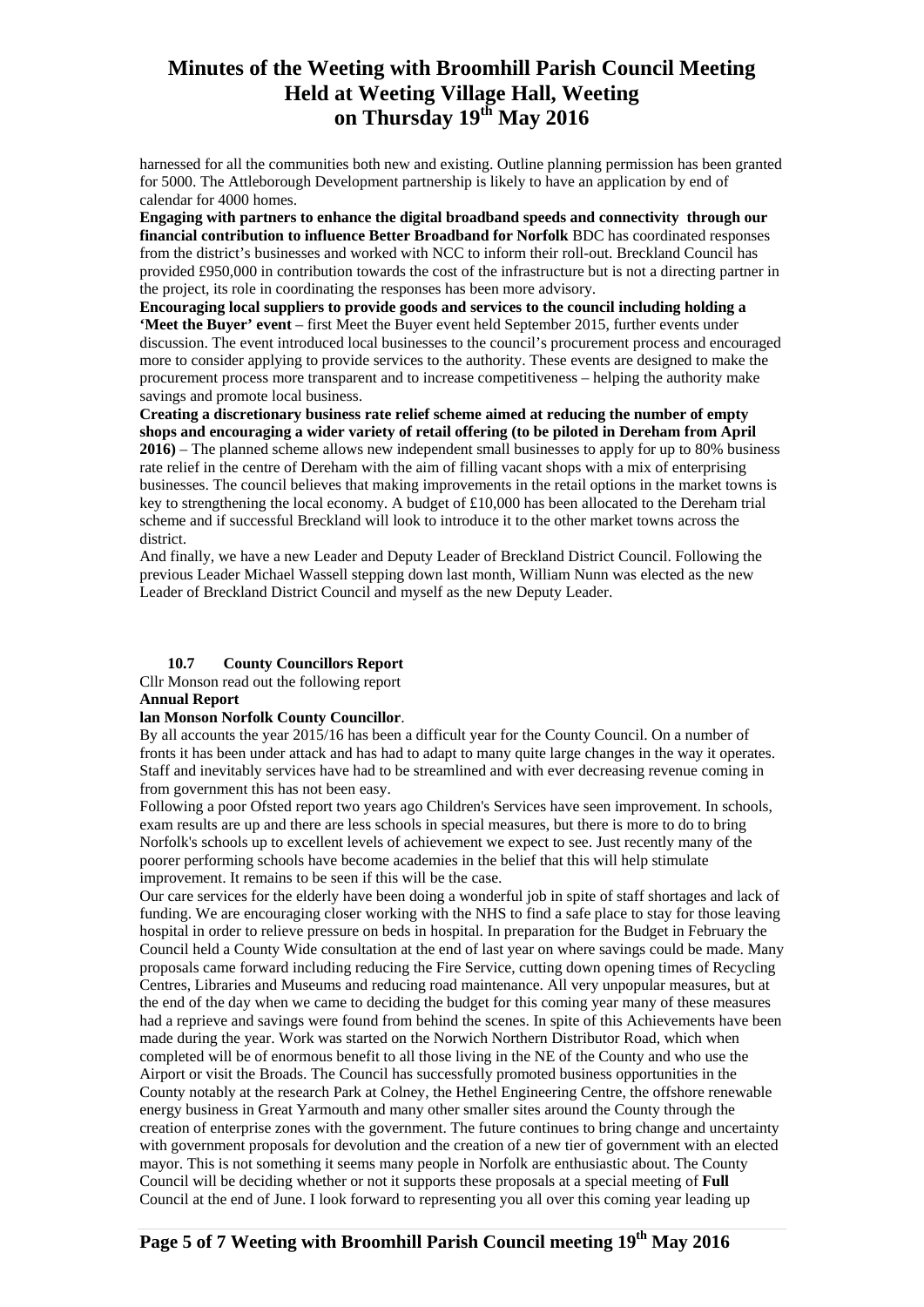harnessed for all the communities both new and existing. Outline planning permission has been granted for 5000. The Attleborough Development partnership is likely to have an application by end of calendar for 4000 homes.

**Engaging with partners to enhance the digital broadband speeds and connectivity through our financial contribution to influence Better Broadband for Norfolk** BDC has coordinated responses from the district's businesses and worked with NCC to inform their roll-out. Breckland Council has provided £950,000 in contribution towards the cost of the infrastructure but is not a directing partner in the project, its role in coordinating the responses has been more advisory.

**Encouraging local suppliers to provide goods and services to the council including holding a 'Meet the Buyer' event** – first Meet the Buyer event held September 2015, further events under discussion. The event introduced local businesses to the council's procurement process and encouraged more to consider applying to provide services to the authority. These events are designed to make the procurement process more transparent and to increase competitiveness – helping the authority make savings and promote local business.

**Creating a discretionary business rate relief scheme aimed at reducing the number of empty shops and encouraging a wider variety of retail offering (to be piloted in Dereham from April 2016)** – The planned scheme allows new independent small businesses to apply for up to 80% business rate relief in the centre of Dereham with the aim of filling vacant shops with a mix of enterprising businesses. The council believes that making improvements in the retail options in the market towns is key to strengthening the local economy. A budget of £10,000 has been allocated to the Dereham trial scheme and if successful Breckland will look to introduce it to the other market towns across the district.

And finally, we have a new Leader and Deputy Leader of Breckland District Council. Following the previous Leader Michael Wassell stepping down last month, William Nunn was elected as the new Leader of Breckland District Council and myself as the new Deputy Leader.

### 10.7 County Councillors Report

Cllr Monson read out the following report

**Annual Report**

**lan Monson Norfolk County Councillor**.

By all accounts the year 2015/16 has been a difficult year for the County Council. On a number of fronts it has been under attack and has had to adapt to many quite large changes in the way it operates. Staff and inevitably services have had to be streamlined and with ever decreasing revenue coming in from government this has not been easy.

Following a poor Ofsted report two years ago Children's Services have seen improvement. In schools, exam results are up and there are less schools in special measures, but there is more to do to bring Norfolk's schools up to excellent levels of achievement we expect to see. Just recently many of the poorer performing schools have become academies in the belief that this will help stimulate improvement. It remains to be seen if this will be the case.

Our care services for the elderly have been doing a wonderful job in spite of staff shortages and lack of funding. We are encouraging closer working with the NHS to find a safe place to stay for those leaving hospital in order to relieve pressure on beds in hospital. In preparation for the Budget in February the Council held a County Wide consultation at the end of last year on where savings could be made. Many proposals came forward including reducing the Fire Service, cutting down opening times of Recycling Centres, Libraries and Museums and reducing road maintenance. All very unpopular measures, but at the end of the day when we came to deciding the budget for this coming year many of these measures had a reprieve and savings were found from behind the scenes. In spite of this Achievements have been made during the year. Work was started on the Norwich Northern Distributor Road, which when completed will be of enormous benefit to all those living in the NE of the County and who use the Airport or visit the Broads. The Council has successfully promoted business opportunities in the County notably at the research Park at Colney, the Hethel Engineering Centre, the offshore renewable energy business in Great Yarmouth and many other smaller sites around the County through the creation of enterprise zones with the government. The future continues to bring change and uncertainty with government proposals for devolution and the creation of a new tier of government with an elected mayor. This is not something it seems many people in Norfolk are enthusiastic about. The County Council will be deciding whether or not it supports these proposals at a special meeting of **Full** Council at the end of June. I look forward to representing you all over this coming year leading up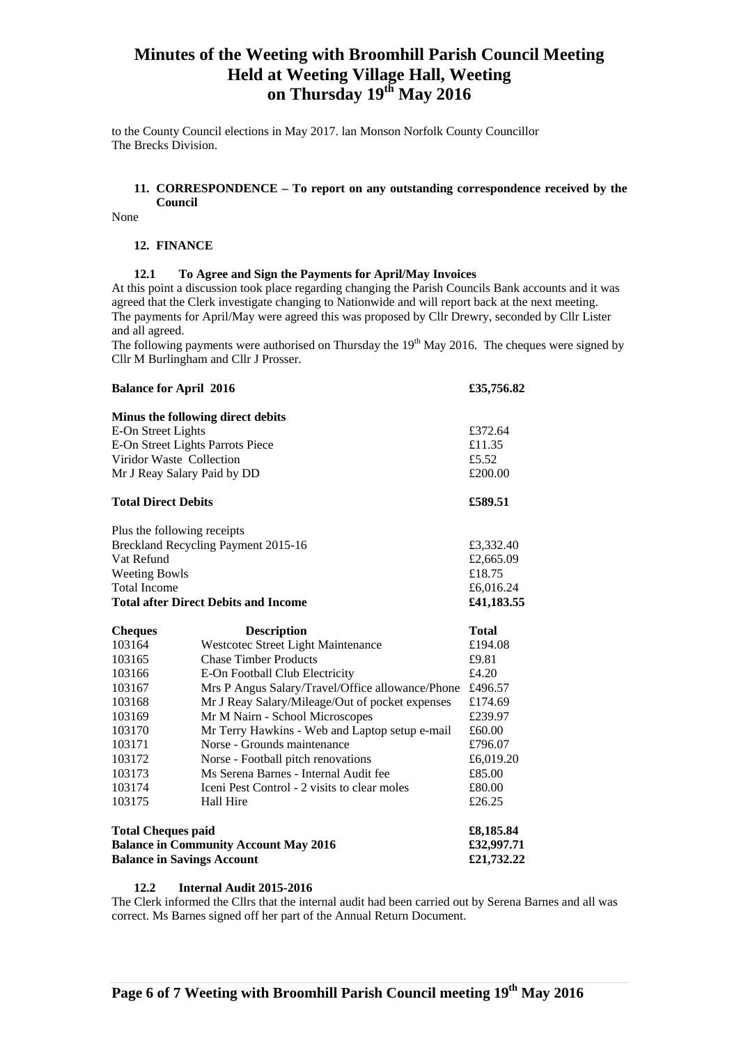# Minutes of the Weeting with Broomhill Parish Council Meeting Held at Weeting Village Hall, Weeting on Thursday 19th May 2016

to the County Council elections in May 2017. Ian Monson Norfolk County Councillor The Brecks Division.

**11. CORRESPONDENCE – To report on any outstanding correspondence received by the Council**

None

**12. FINANCE**

**12.1 To Agree and Sign the Payments for April/May Invoices**

At this point a discussion took place regarding changing the Parish Councils Bank accounts and it was agreed that the Clerk investigate changing to Nationwide and will report back at the next meeting. The payments for April/May were agreed this was proposed by Cllr Drewry, seconded by Cllr Lister and all agreed.

The following payments were authorised on Thursday the 19th May 2016. The cheques were signed by Cllr M Burlingham and Cllr J Prosser.

| | | |
|---|---|---|
| **Balance for April 2016** | | **£35,756.82** |
| **Minus the following direct debits** | | |
| E-On Street Lights | | £372.64 |
| E-On Street Lights Parrots Piece | | £11.35 |
| Viridor Waste Collection | | £5.52 |
| Mr J Reay Salary Paid by DD | | £200.00 |
| **Total Direct Debits** | | **£589.51** |
| Plus the following receipts | | |
| Breckland Recycling Payment 2015-16 | | £3,332.40 |
| Vat Refund | | £2,665.09 |
| Weeting Bowls | | £18.75 |
| Total Income | | £6,016.24 |
| **Total after Direct Debits and Income** | | **£41,183.55** |
| **Cheques** | **Description** | **Total** |
| 103164 | Westcotec Street Light Maintenance | £194.08 |
| 103165 | Chase Timber Products | £9.81 |
| 103166 | E-On Football Club Electricity | £4.20 |
| 103167 | Mrs P Angus Salary/Travel/Office allowance/Phone | £496.57 |
| 103168 | Mr J Reay Salary/Mileage/Out of pocket expenses | £174.69 |
| 103169 | Mr M Nairn - School Microscopes | £239.97 |
| 103170 | Mr Terry Hawkins - Web and Laptop setup e-mail | £60.00 |
| 103171 | Norse - Grounds maintenance | £796.07 |
| 103172 | Norse - Football pitch renovations | £6,019.20 |
| 103173 | Ms Serena Barnes - Internal Audit fee | £85.00 |
| 103174 | Iceni Pest Control - 2 visits to clear moles | £80.00 |
| 103175 | Hall Hire | £26.25 |
| **Total Cheques paid** | | **£8,185.84** |
| **Balance in Community Account May 2016** | | **£32,997.71** |
| **Balance in Savings Account** | | **£21,732.22** |

**12.2 Internal Audit 2015-2016**

The Clerk informed the Cllrs that the internal audit had been carried out by Serena Barnes and all was correct. Ms Barnes signed off her part of the Annual Return Document.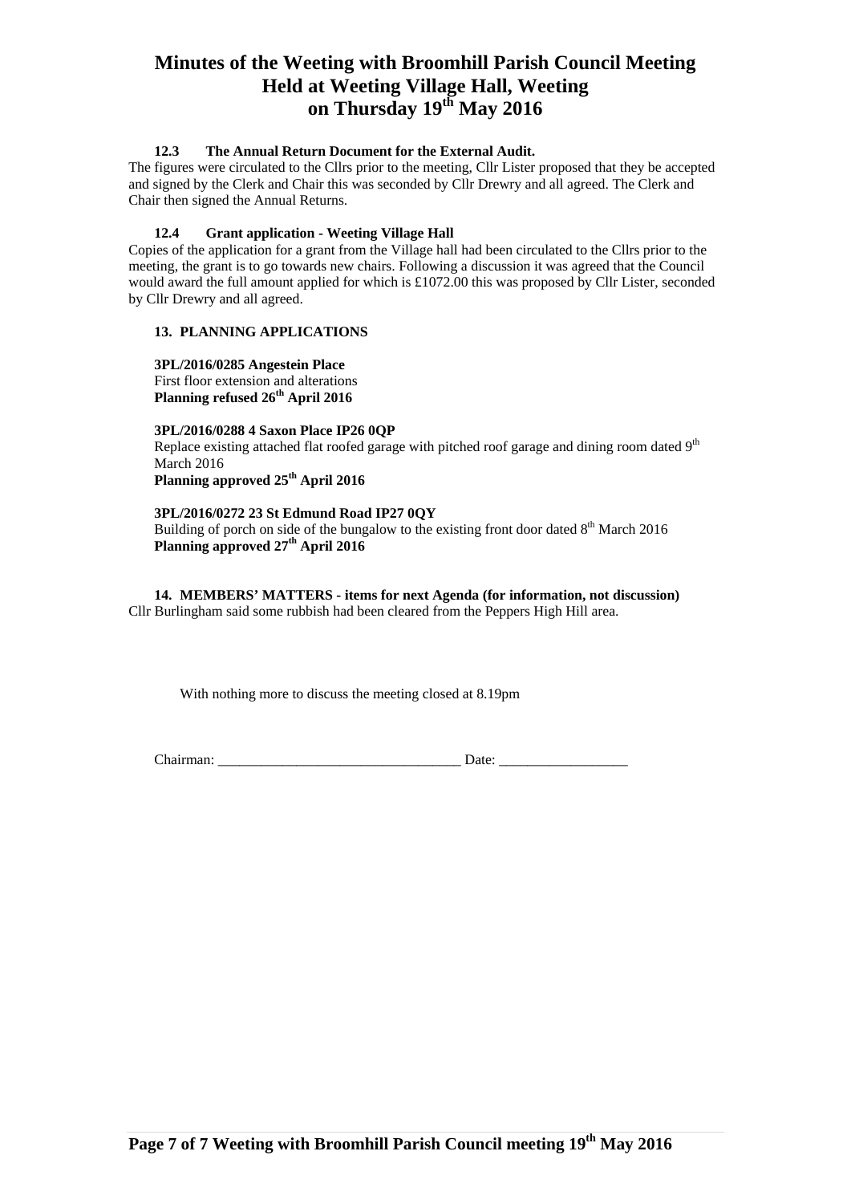# Minutes of the Weeting with Broomhill Parish Council Meeting Held at Weeting Village Hall, Weeting on Thursday 19th May 2016

### 12.3 The Annual Return Document for the External Audit.

The figures were circulated to the Cllrs prior to the meeting, Cllr Lister proposed that they be accepted and signed by the Clerk and Chair this was seconded by Cllr Drewry and all agreed. The Clerk and Chair then signed the Annual Returns.

### 12.4 Grant application - Weeting Village Hall

Copies of the application for a grant from the Village hall had been circulated to the Cllrs prior to the meeting, the grant is to go towards new chairs. Following a discussion it was agreed that the Council would award the full amount applied for which is £1072.00 this was proposed by Cllr Lister, seconded by Cllr Drewry and all agreed.

## 13. PLANNING APPLICATIONS

**3PL/2016/0285 Angestein Place**
First floor extension and alterations
**Planning refused 26th April 2016**

**3PL/2016/0288 4 Saxon Place IP26 0QP**
Replace existing attached flat roofed garage with pitched roof garage and dining room dated 9th March 2016
**Planning approved 25th April 2016**

**3PL/2016/0272 23 St Edmund Road IP27 0QY**
Building of porch on side of the bungalow to the existing front door dated 8th March 2016
**Planning approved 27th April 2016**

## 14. MEMBERS' MATTERS - items for next Agenda (for information, not discussion)

Cllr Burlingham said some rubbish had been cleared from the Peppers High Hill area.

With nothing more to discuss the meeting closed at 8.19pm

Chairman: __________________________________ Date: __________________